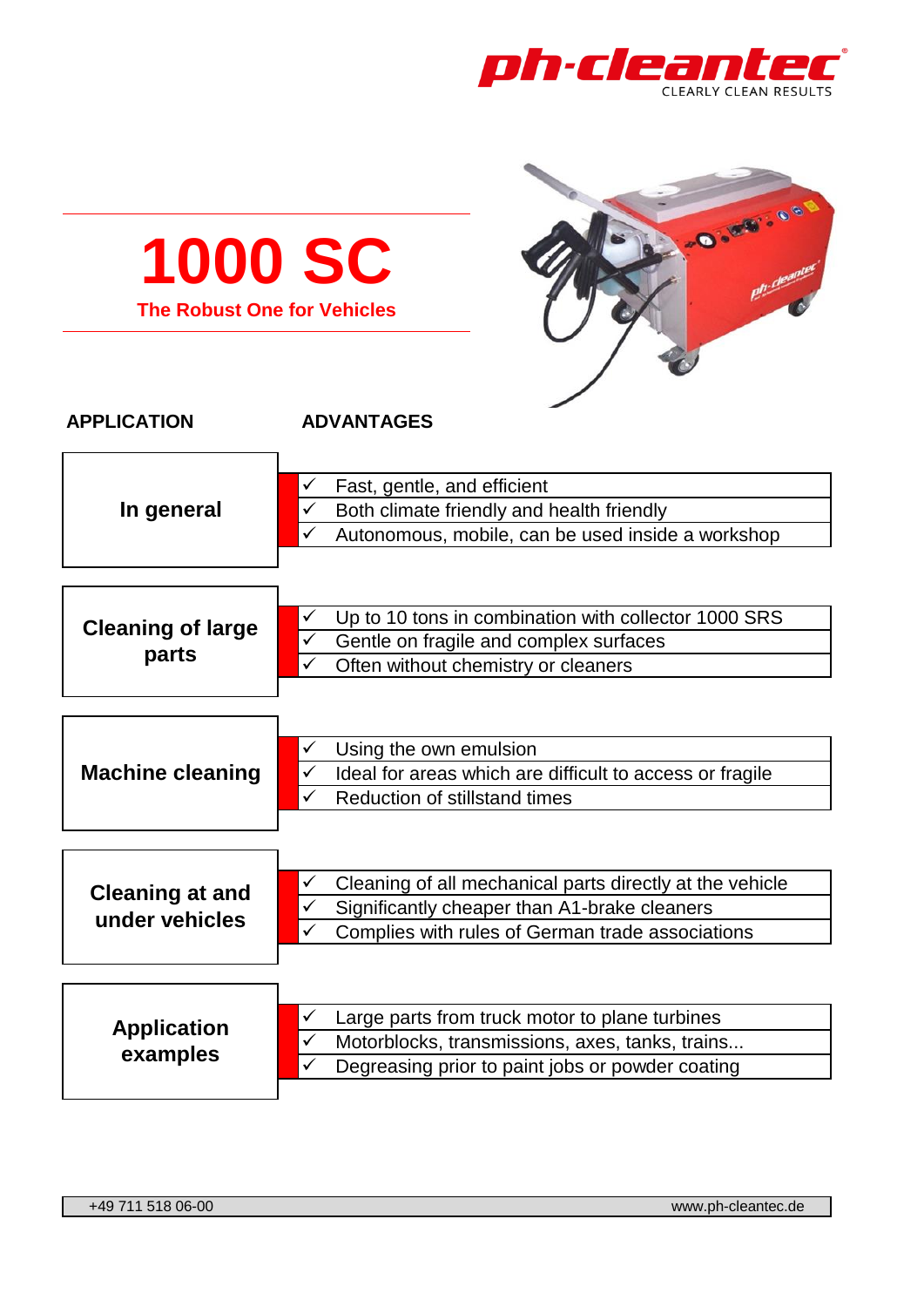ph-cleantec®
CLEARLY CLEAN RESULTS

# 1000 SC

**The Robust One for Vehicles**

| APPLICATION | ADVANTAGES |
|---|---|
| **In general** | ✓ Fast, gentle, and efficient<br>✓ Both climate friendly and health friendly<br>✓ Autonomous, mobile, can be used inside a workshop |
| **Cleaning of large parts** | ✓ Up to 10 tons in combination with collector 1000 SRS<br>✓ Gentle on fragile and complex surfaces<br>✓ Often without chemistry or cleaners |
| **Machine cleaning** | ✓ Using the own emulsion<br>✓ Ideal for areas which are difficult to access or fragile<br>✓ Reduction of stillstand times |
| **Cleaning at and under vehicles** | ✓ Cleaning of all mechanical parts directly at the vehicle<br>✓ Significantly cheaper than A1-brake cleaners<br>✓ Complies with rules of German trade associations |
| **Application examples** | ✓ Large parts from truck motor to plane turbines<br>✓ Motorblocks, transmissions, axes, tanks, trains...<br>✓ Degreasing prior to paint jobs or powder coating |

+49 711 518 06-00 www.ph-cleantec.de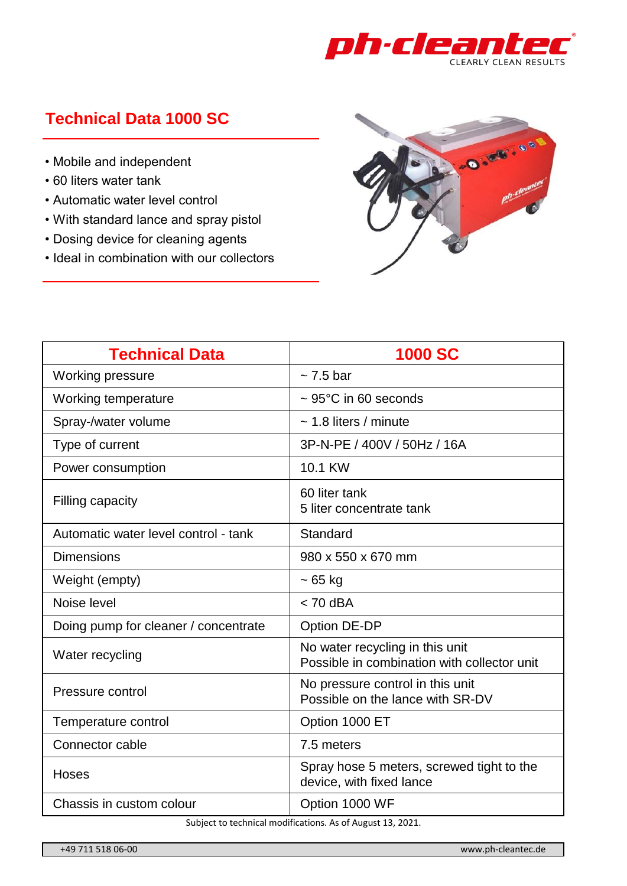## Technical Data 1000 SC

- Mobile and independent
- 60 liters water tank
- Automatic water level control
- With standard lance and spray pistol
- Dosing device for cleaning agents
- Ideal in combination with our collectors

| Technical Data | 1000 SC |
|---|---|
| Working pressure | ~ 7.5 bar |
| Working temperature | ~ 95°C in 60 seconds |
| Spray-/water volume | ~ 1.8 liters / minute |
| Type of current | 3P-N-PE / 400V / 50Hz / 16A |
| Power consumption | 10.1 KW |
| Filling capacity | 60 liter tank<br>5 liter concentrate tank |
| Automatic water level control - tank | Standard |
| Dimensions | 980 x 550 x 670 mm |
| Weight (empty) | ~ 65 kg |
| Noise level | < 70 dBA |
| Doing pump for cleaner / concentrate | Option DE-DP |
| Water recycling | No water recycling in this unit<br>Possible in combination with collector unit |
| Pressure control | No pressure control in this unit<br>Possible on the lance with SR-DV |
| Temperature control | Option 1000 ET |
| Connector cable | 7.5 meters |
| Hoses | Spray hose 5 meters, screwed tight to the device, with fixed lance |
| Chassis in custom colour | Option 1000 WF |

Subject to technical modifications. As of August 13, 2021.

+49 711 518 06-00 www.ph-cleantec.de